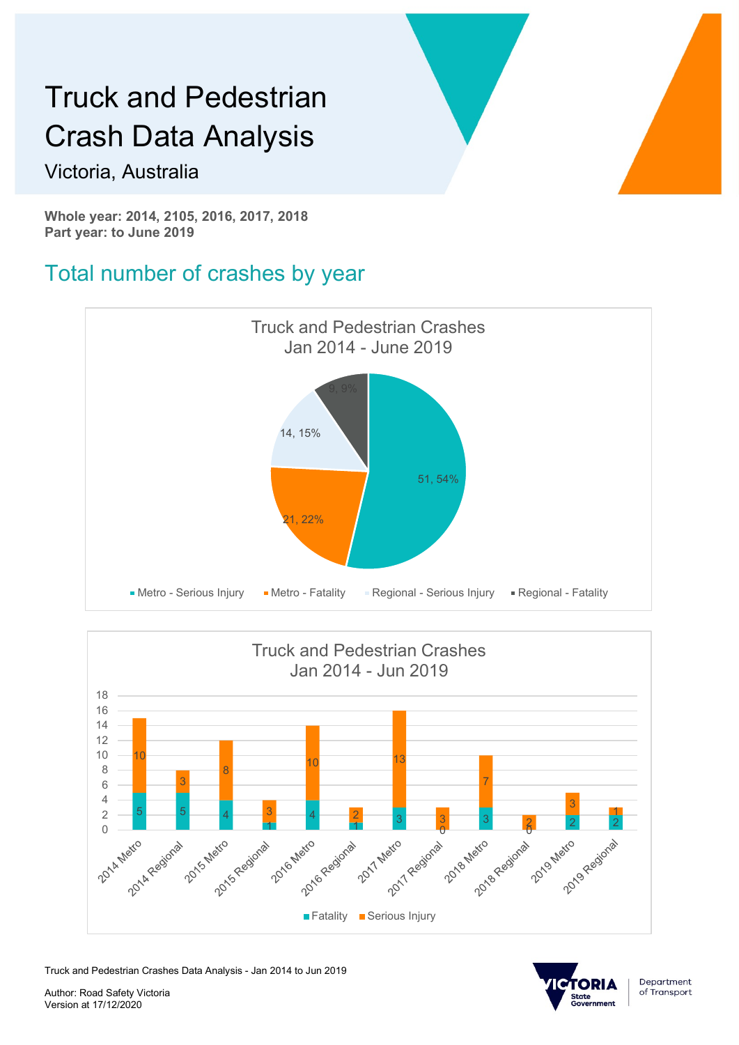# Truck and Pedestrian Crash Data Analysis

## Victoria, Australia

**Whole year: 2014, 2105, 2016, 2017, 2018**
**Part year: to June 2019**

## Total number of crashes by year

Truck and Pedestrian Crashes
Jan 2014 - June 2019

| Category | Count | Percentage |
| --- | --- | --- |
| Metro - Serious Injury | 51 | 54% |
| Metro - Fatality | 21 | 22% |
| Regional - Serious Injury | 14 | 15% |
| Regional - Fatality | 9 | 9% |

Truck and Pedestrian Crashes
Jan 2014 - Jun 2019

| | Fatality | Serious Injury |
| --- | --- | --- |
| 2014 Metro | 5 | 10 |
| 2014 Regional | 5 | 3 |
| 2015 Metro | 4 | 8 |
| 2015 Regional | 1 | 3 |
| 2016 Metro | 4 | 10 |
| 2016 Regional | 1 | 2 |
| 2017 Metro | 3 | 13 |
| 2017 Regional | 0 | 3 |
| 2018 Metro | 3 | 7 |
| 2018 Regional | 0 | 2 |
| 2019 Metro | 2 | 3 |
| 2019 Regional | 2 | 1 |

Truck and Pedestrian Crashes Data Analysis - Jan 2014 to Jun 2019

Author: Road Safety Victoria
Version at 17/12/2020

VICTORIA State Government | Department of Transport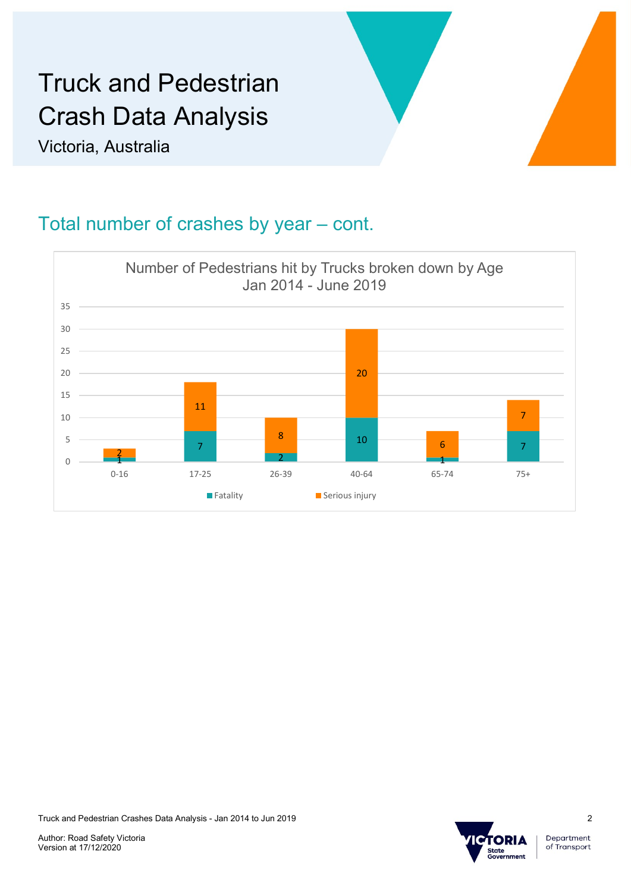# Truck and Pedestrian Crash Data Analysis

Victoria, Australia

## Total number of crashes by year – cont.

**Number of Pedestrians hit by Trucks broken down by Age Jan 2014 - June 2019**

| Age | Fatality | Serious injury |
|---|---|---|
| 0-16 | 1 | 2 |
| 17-25 | 7 | 11 |
| 26-39 | 2 | 8 |
| 40-64 | 10 | 20 |
| 65-74 | 1 | 6 |
| 75+ | 7 | 7 |

Truck and Pedestrian Crashes Data Analysis - Jan 2014 to Jun 2019

Author: Road Safety Victoria
Version at 17/12/2020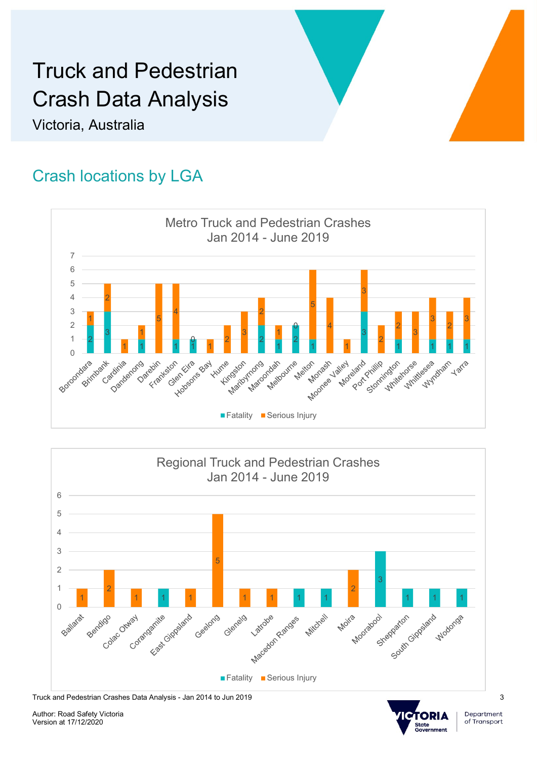# Truck and Pedestrian Crash Data Analysis

Victoria, Australia

## Crash locations by LGA

**Metro Truck and Pedestrian Crashes Jan 2014 - June 2019**

| LGA | Fatality | Serious Injury |
|---|---|---|
| Boroondara | 2 | 1 |
| Brimbank | 3 | 2 |
| Cardinia | | 1 |
| Dandenong | 1 | 1 |
| Darebin | | 5 |
| Frankston | 1 | 4 |
| Glen Eira | 1 | 0 |
| Hobsons Bay | | 1 |
| Hume | | 2 |
| Kingston | | 3 |
| Maribyrnong | 2 | 2 |
| Maroondah | 1 | 1 |
| Melbourne | 2 | 0 |
| Melton | 1 | 5 |
| Monash | | 4 |
| Moonee Valley | | 1 |
| Moreland | 3 | 3 |
| Port Phillip | | 2 |
| Stonnington | 1 | 2 |
| Whitehorse | | 3 |
| Whittlesea | 1 | 3 |
| Wyndham | 1 | 2 |
| Yarra | 1 | 3 |

**Regional Truck and Pedestrian Crashes Jan 2014 - June 2019**

| LGA | Fatality | Serious Injury |
|---|---|---|
| Ballarat | | 1 |
| Bendigo | | 2 |
| Colac Otway | | 1 |
| Corangamite | 1 | |
| East Gippsland | | 1 |
| Geelong | | 5 |
| Glenelg | | 1 |
| Latrobe | | 1 |
| Macedon Ranges | 1 | |
| Mitchell | 1 | |
| Moira | | 2 |
| Moorabool | 3 | |
| Shepparton | 1 | |
| South Gippsland | 1 | |
| Wodonga | 1 | |

Truck and Pedestrian Crashes Data Analysis - Jan 2014 to Jun 2019

Author: Road Safety Victoria
Version at 17/12/2020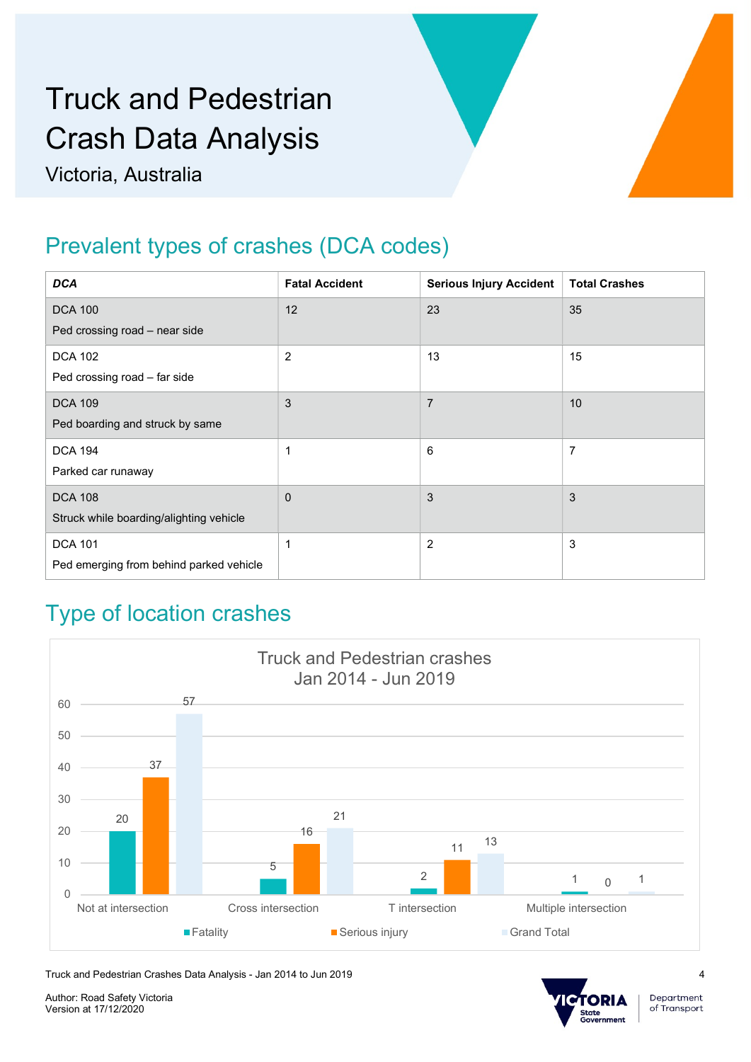# Truck and Pedestrian Crash Data Analysis

Victoria, Australia

## Prevalent types of crashes (DCA codes)

| ***DCA*** | **Fatal Accident** | **Serious Injury Accident** | **Total Crashes** |
|---|---|---|---|
| DCA 100<br>Ped crossing road – near side | 12 | 23 | 35 |
| DCA 102<br>Ped crossing road – far side | 2 | 13 | 15 |
| DCA 109<br>Ped boarding and struck by same | 3 | 7 | 10 |
| DCA 194<br>Parked car runaway | 1 | 6 | 7 |
| DCA 108<br>Struck while boarding/alighting vehicle | 0 | 3 | 3 |
| DCA 101<br>Ped emerging from behind parked vehicle | 1 | 2 | 3 |

## Type of location crashes

Truck and Pedestrian crashes
Jan 2014 - Jun 2019

| | Fatality | Serious injury | Grand Total |
|---|---|---|---|
| Not at intersection | 20 | 37 | 57 |
| Cross intersection | 5 | 16 | 21 |
| T intersection | 2 | 11 | 13 |
| Multiple intersection | 1 | 0 | 1 |

Truck and Pedestrian Crashes Data Analysis - Jan 2014 to Jun 2019

Author: Road Safety Victoria
Version at 17/12/2020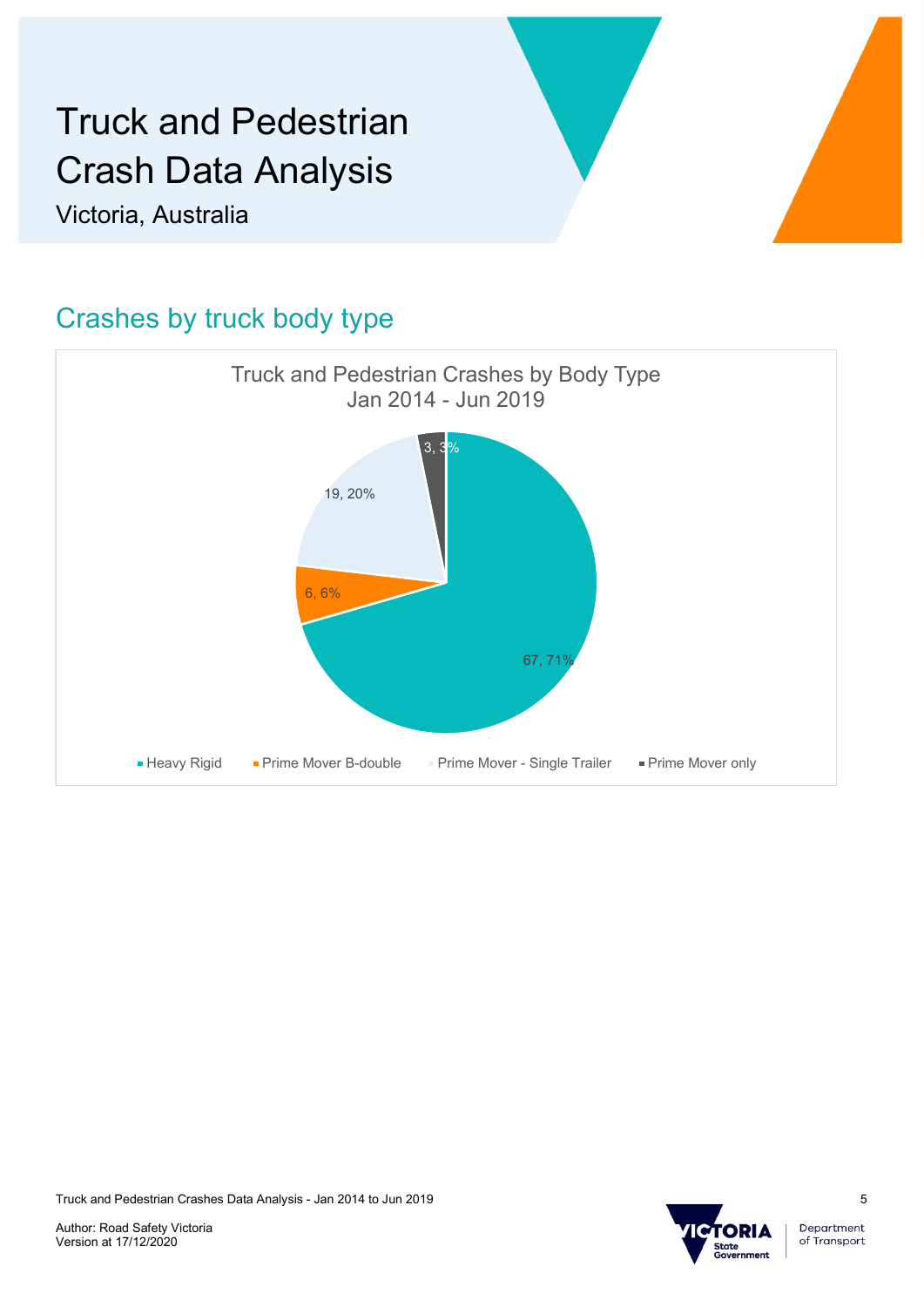# Truck and Pedestrian Crash Data Analysis

Victoria, Australia

## Crashes by truck body type

Truck and Pedestrian Crashes by Body Type
Jan 2014 - Jun 2019

3, 3%

19, 20%

6, 6%

67, 71%

Heavy Rigid
Prime Mover B-double
Prime Mover - Single Trailer
Prime Mover only

Author: Road Safety Victoria
Version at 17/12/2020